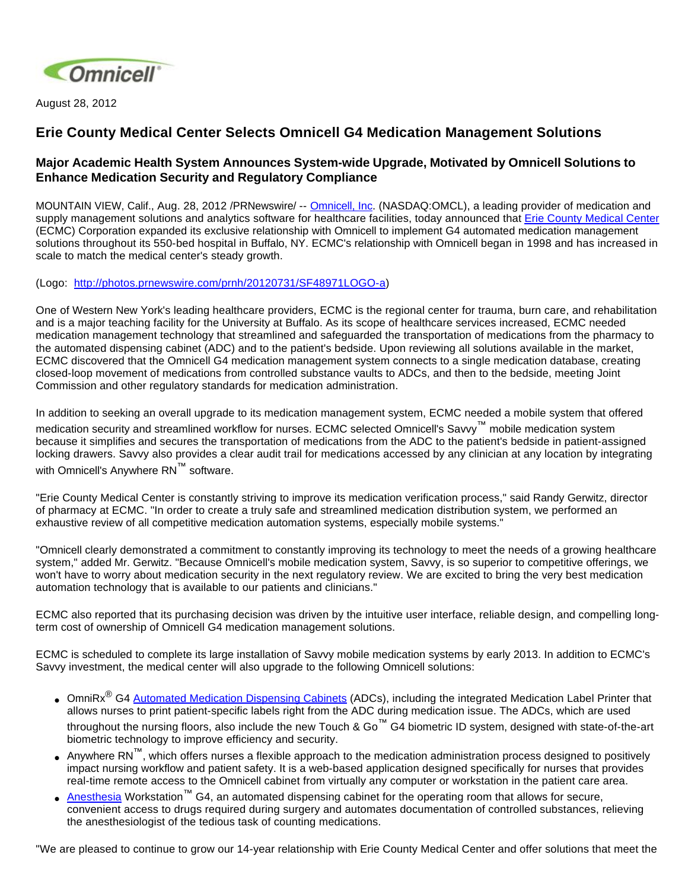August 28, 2012

# Erie County Medical Center Selects Omnicell G4 Medication Management Solutions

## Major Academic Health System Announces System-wide Upgrade, Motivated by Omnicell Solutions to Enhance Medication Security and Regulatory Compliance

MOUNTAIN VIEW, Calif., Aug. 28, 2012 /PRNewswire/ -- Omnicell, Inc. (NASDAQ:OMCL), a leading provider of medication and supply management solutions and analytics software for healthcare facilities, today announced that Erie County Medical Center (ECMC) Corporation expanded its exclusive relationship with Omnicell to implement G4 automated medication management solutions throughout its 550-bed hospital in Buffalo, NY. ECMC's relationship with Omnicell began in 1998 and has increased in scale to match the medical center's steady growth.

(Logo: http://photos.prnewswire.com/prnh/20120731/SF48971LOGO-a)

One of Western New York's leading healthcare providers, ECMC is the regional center for trauma, burn care, and rehabilitation and is a major teaching facility for the University at Buffalo. As its scope of healthcare services increased, ECMC needed medication management technology that streamlined and safeguarded the transportation of medications from the pharmacy to the automated dispensing cabinet (ADC) and to the patient's bedside. Upon reviewing all solutions available in the market, ECMC discovered that the Omnicell G4 medication management system connects to a single medication database, creating closed-loop movement of medications from controlled substance vaults to ADCs, and then to the bedside, meeting Joint Commission and other regulatory standards for medication administration.

In addition to seeking an overall upgrade to its medication management system, ECMC needed a mobile system that offered medication security and streamlined workflow for nurses. ECMC selected Omnicell's Savvy™ mobile medication system because it simplifies and secures the transportation of medications from the ADC to the patient's bedside in patient-assigned locking drawers. Savvy also provides a clear audit trail for medications accessed by any clinician at any location by integrating with Omnicell's Anywhere RN™ software.

"Erie County Medical Center is constantly striving to improve its medication verification process," said Randy Gerwitz, director of pharmacy at ECMC. "In order to create a truly safe and streamlined medication distribution system, we performed an exhaustive review of all competitive medication automation systems, especially mobile systems."

"Omnicell clearly demonstrated a commitment to constantly improving its technology to meet the needs of a growing healthcare system," added Mr. Gerwitz. "Because Omnicell's mobile medication system, Savvy, is so superior to competitive offerings, we won't have to worry about medication security in the next regulatory review. We are excited to bring the very best medication automation technology that is available to our patients and clinicians."

ECMC also reported that its purchasing decision was driven by the intuitive user interface, reliable design, and compelling long-term cost of ownership of Omnicell G4 medication management solutions.

ECMC is scheduled to complete its large installation of Savvy mobile medication systems by early 2013. In addition to ECMC's Savvy investment, the medical center will also upgrade to the following Omnicell solutions:

- OmniRx® G4 Automated Medication Dispensing Cabinets (ADCs), including the integrated Medication Label Printer that allows nurses to print patient-specific labels right from the ADC during medication issue. The ADCs, which are used throughout the nursing floors, also include the new Touch & Go™ G4 biometric ID system, designed with state-of-the-art biometric technology to improve efficiency and security.
- Anywhere RN™, which offers nurses a flexible approach to the medication administration process designed to positively impact nursing workflow and patient safety. It is a web-based application designed specifically for nurses that provides real-time remote access to the Omnicell cabinet from virtually any computer or workstation in the patient care area.
- Anesthesia Workstation™ G4, an automated dispensing cabinet for the operating room that allows for secure, convenient access to drugs required during surgery and automates documentation of controlled substances, relieving the anesthesiologist of the tedious task of counting medications.

"We are pleased to continue to grow our 14-year relationship with Erie County Medical Center and offer solutions that meet the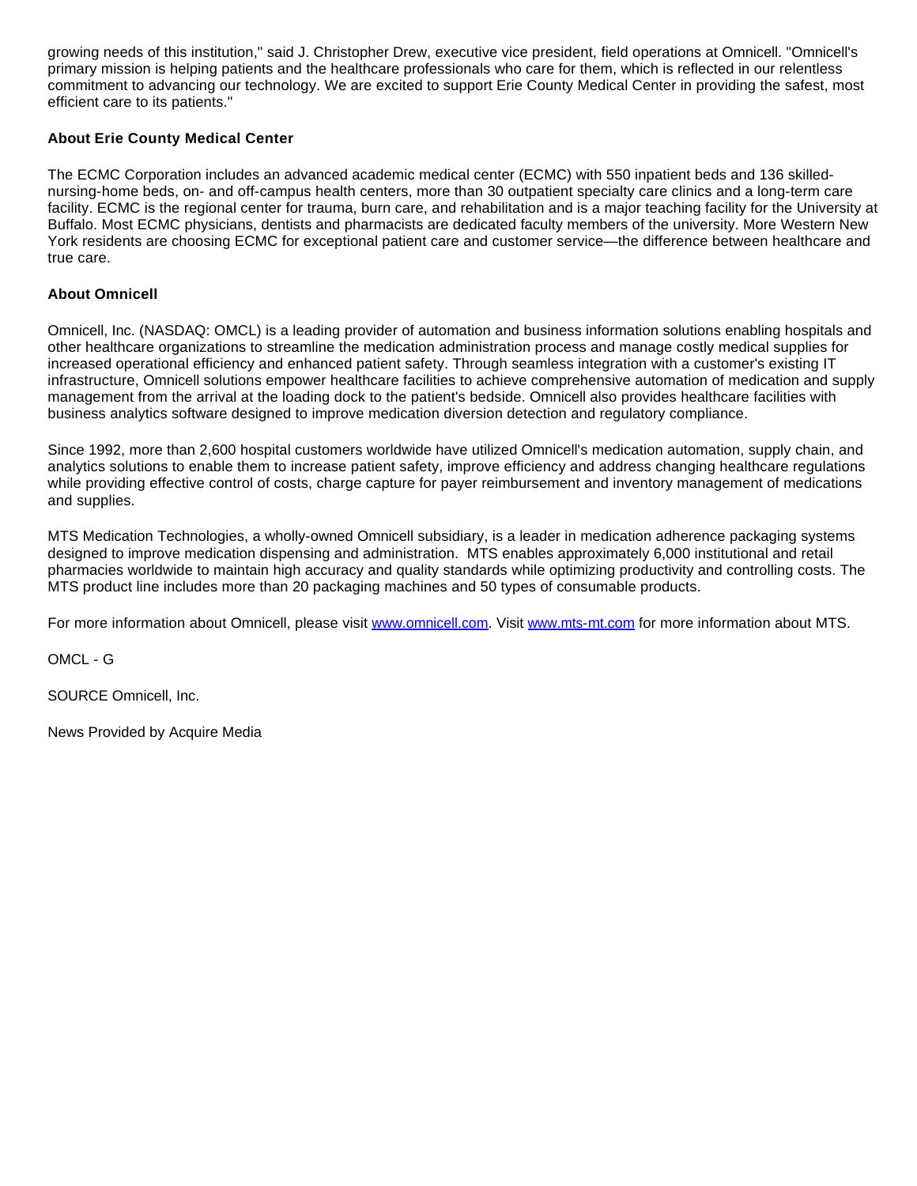growing needs of this institution," said J. Christopher Drew, executive vice president, field operations at Omnicell. "Omnicell's primary mission is helping patients and the healthcare professionals who care for them, which is reflected in our relentless commitment to advancing our technology. We are excited to support Erie County Medical Center in providing the safest, most efficient care to its patients."

**About Erie County Medical Center**

The ECMC Corporation includes an advanced academic medical center (ECMC) with 550 inpatient beds and 136 skilled-nursing-home beds, on- and off-campus health centers, more than 30 outpatient specialty care clinics and a long-term care facility. ECMC is the regional center for trauma, burn care, and rehabilitation and is a major teaching facility for the University at Buffalo. Most ECMC physicians, dentists and pharmacists are dedicated faculty members of the university. More Western New York residents are choosing ECMC for exceptional patient care and customer service—the difference between healthcare and true care.

**About Omnicell**

Omnicell, Inc. (NASDAQ: OMCL) is a leading provider of automation and business information solutions enabling hospitals and other healthcare organizations to streamline the medication administration process and manage costly medical supplies for increased operational efficiency and enhanced patient safety. Through seamless integration with a customer's existing IT infrastructure, Omnicell solutions empower healthcare facilities to achieve comprehensive automation of medication and supply management from the arrival at the loading dock to the patient's bedside. Omnicell also provides healthcare facilities with business analytics software designed to improve medication diversion detection and regulatory compliance.

Since 1992, more than 2,600 hospital customers worldwide have utilized Omnicell's medication automation, supply chain, and analytics solutions to enable them to increase patient safety, improve efficiency and address changing healthcare regulations while providing effective control of costs, charge capture for payer reimbursement and inventory management of medications and supplies.

MTS Medication Technologies, a wholly-owned Omnicell subsidiary, is a leader in medication adherence packaging systems designed to improve medication dispensing and administration. MTS enables approximately 6,000 institutional and retail pharmacies worldwide to maintain high accuracy and quality standards while optimizing productivity and controlling costs. The MTS product line includes more than 20 packaging machines and 50 types of consumable products.

For more information about Omnicell, please visit www.omnicell.com. Visit www.mts-mt.com for more information about MTS.

OMCL - G

SOURCE Omnicell, Inc.

News Provided by Acquire Media